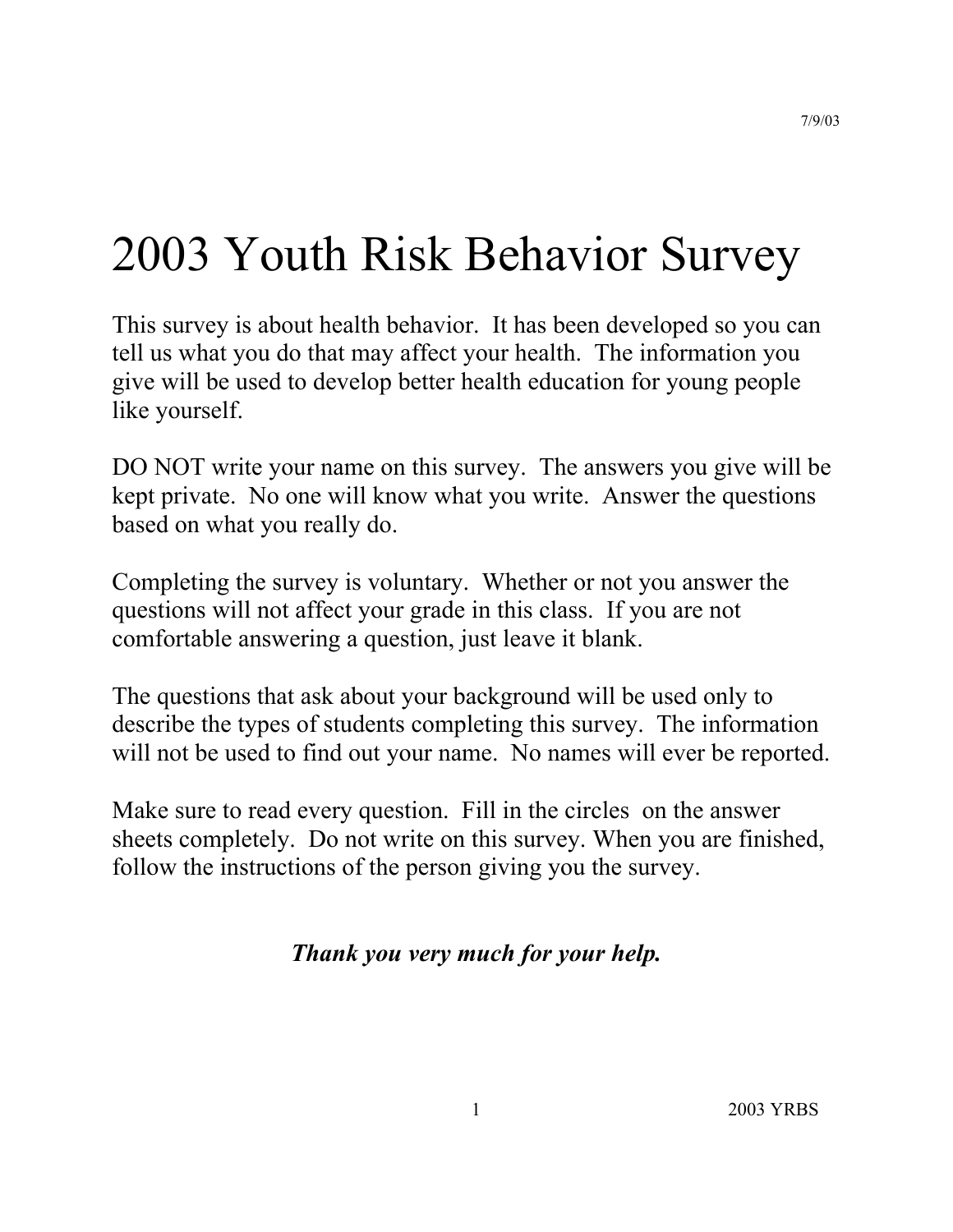7/9/03

# 2003 Youth Risk Behavior Survey

This survey is about health behavior. It has been developed so you can tell us what you do that may affect your health. The information you give will be used to develop better health education for young people like yourself.

DO NOT write your name on this survey. The answers you give will be kept private. No one will know what you write. Answer the questions based on what you really do.

Completing the survey is voluntary. Whether or not you answer the questions will not affect your grade in this class. If you are not comfortable answering a question, just leave it blank.

The questions that ask about your background will be used only to describe the types of students completing this survey. The information will not be used to find out your name. No names will ever be reported.

Make sure to read every question. Fill in the circles on the answer sheets completely. Do not write on this survey. When you are finished, follow the instructions of the person giving you the survey.

***Thank you very much for your help.***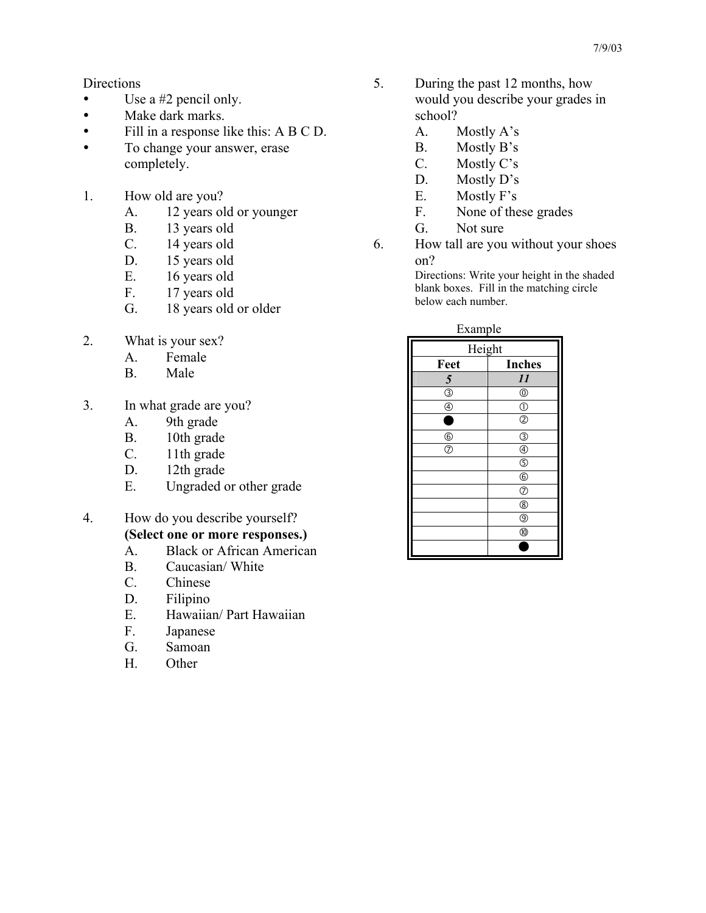Directions

- Use a #2 pencil only.
- Make dark marks.
- Fill in a response like this: A B C D.
- To change your answer, erase completely.

1. How old are you?
   - A. 12 years old or younger
   - B. 13 years old
   - C. 14 years old
   - D. 15 years old
   - E. 16 years old
   - F. 17 years old
   - G. 18 years old or older

2. What is your sex?
   - A. Female
   - B. Male

3. In what grade are you?
   - A. 9th grade
   - B. 10th grade
   - C. 11th grade
   - D. 12th grade
   - E. Ungraded or other grade

4. How do you describe yourself? **(Select one or more responses.)**
   - A. Black or African American
   - B. Caucasian/ White
   - C. Chinese
   - D. Filipino
   - E. Hawaiian/ Part Hawaiian
   - F. Japanese
   - G. Samoan
   - H. Other

5. During the past 12 months, how would you describe your grades in school?
   - A. Mostly A's
   - B. Mostly B's
   - C. Mostly C's
   - D. Mostly D's
   - E. Mostly F's
   - F. None of these grades
   - G. Not sure

6. How tall are you without your shoes on?

   Directions: Write your height in the shaded blank boxes. Fill in the matching circle below each number.

Example

| Height | |
|---|---|
| **Feet** | **Inches** |
| *5* | *11* |
| ③ | ⓪ |
| ④ | ① |
| ● | ② |
| ⑥ | ③ |
| ⑦ | ④ |
| | ⑤ |
| | ⑥ |
| | ⑦ |
| | ⑧ |
| | ⑨ |
| | ⑩ |
| | ● |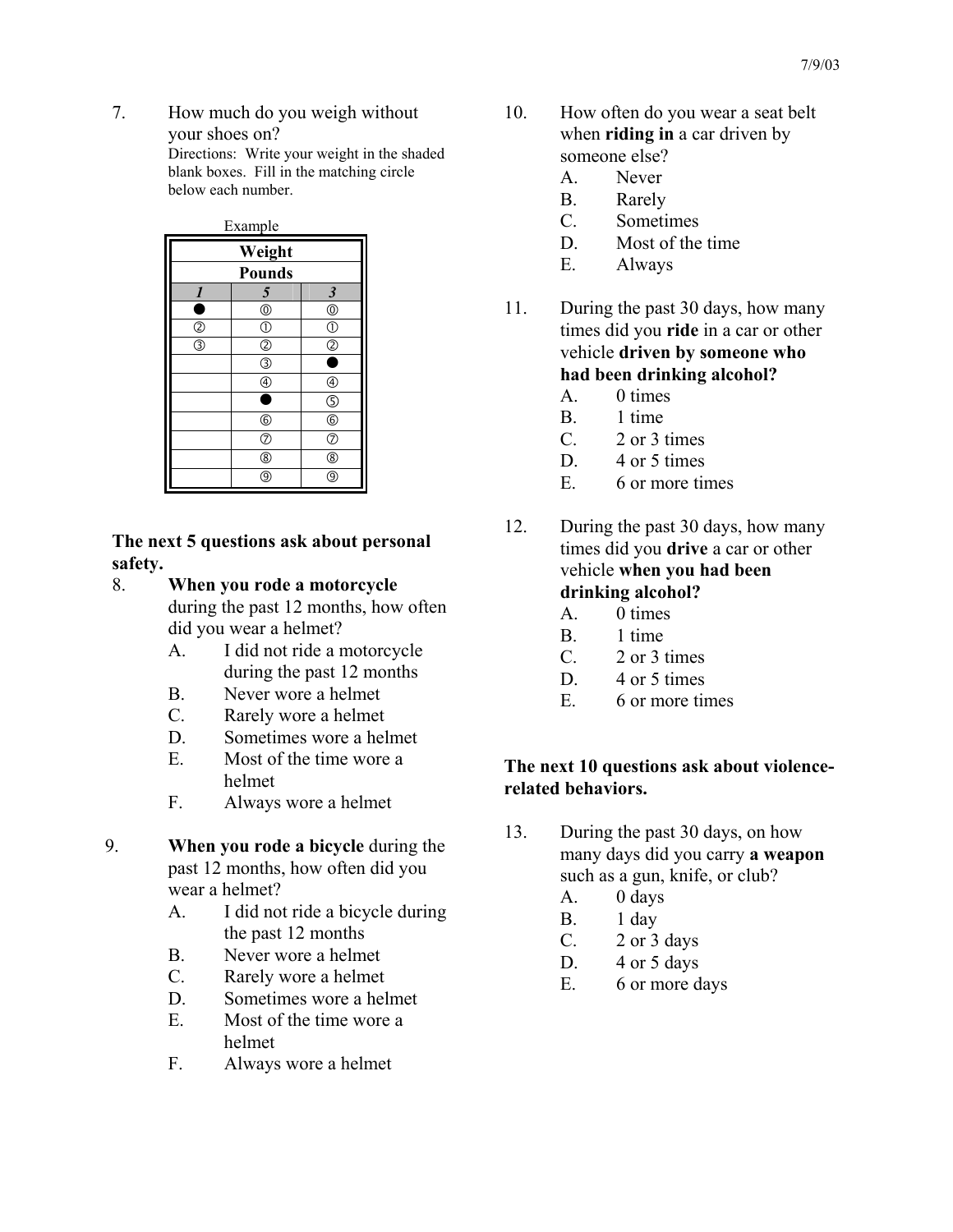7. How much do you weigh without your shoes on?
   Directions: Write your weight in the shaded blank boxes. Fill in the matching circle below each number.

Example

| Weight | | |
|---|---|---|
| **Pounds** | | |
| *1* | *5* | *3* |
| ● | ⓪ | ⓪ |
| ② | ① | ① |
| ③ | ② | ② |
| | ③ | ● |
| | ④ | ④ |
| | ● | ⑤ |
| | ⑥ | ⑥ |
| | ⑦ | ⑦ |
| | ⑧ | ⑧ |
| | ⑨ | ⑨ |

**The next 5 questions ask about personal safety.**

8. **When you rode a motorcycle** during the past 12 months, how often did you wear a helmet?
   - A. I did not ride a motorcycle during the past 12 months
   - B. Never wore a helmet
   - C. Rarely wore a helmet
   - D. Sometimes wore a helmet
   - E. Most of the time wore a helmet
   - F. Always wore a helmet

9. **When you rode a bicycle** during the past 12 months, how often did you wear a helmet?
   - A. I did not ride a bicycle during the past 12 months
   - B. Never wore a helmet
   - C. Rarely wore a helmet
   - D. Sometimes wore a helmet
   - E. Most of the time wore a helmet
   - F. Always wore a helmet

10. How often do you wear a seat belt when **riding in** a car driven by someone else?
    - A. Never
    - B. Rarely
    - C. Sometimes
    - D. Most of the time
    - E. Always

11. During the past 30 days, how many times did you **ride** in a car or other vehicle **driven by someone who had been drinking alcohol?**
    - A. 0 times
    - B. 1 time
    - C. 2 or 3 times
    - D. 4 or 5 times
    - E. 6 or more times

12. During the past 30 days, how many times did you **drive** a car or other vehicle **when you had been drinking alcohol?**
    - A. 0 times
    - B. 1 time
    - C. 2 or 3 times
    - D. 4 or 5 times
    - E. 6 or more times

**The next 10 questions ask about violence-related behaviors.**

13. During the past 30 days, on how many days did you carry **a weapon** such as a gun, knife, or club?
    - A. 0 days
    - B. 1 day
    - C. 2 or 3 days
    - D. 4 or 5 days
    - E. 6 or more days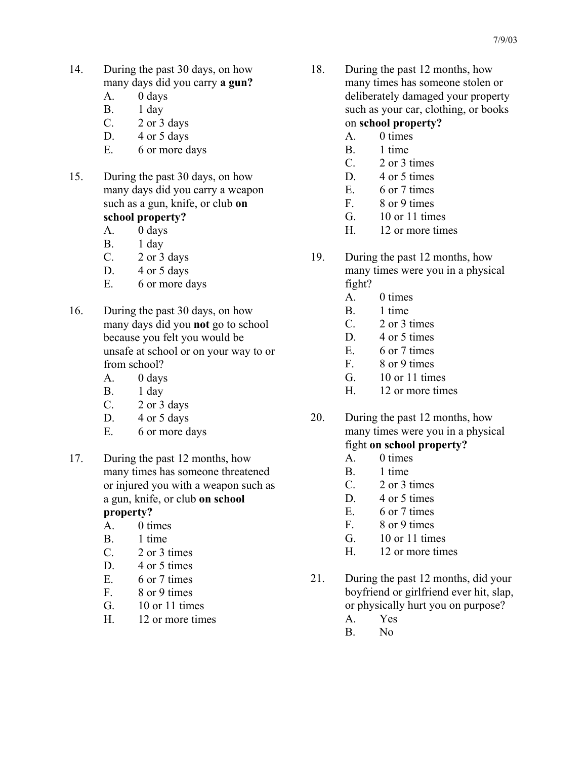14. During the past 30 days, on how many days did you carry **a gun?**
    - A. 0 days
    - B. 1 day
    - C. 2 or 3 days
    - D. 4 or 5 days
    - E. 6 or more days

15. During the past 30 days, on how many days did you carry a weapon such as a gun, knife, or club **on school property?**
    - A. 0 days
    - B. 1 day
    - C. 2 or 3 days
    - D. 4 or 5 days
    - E. 6 or more days

16. During the past 30 days, on how many days did you **not** go to school because you felt you would be unsafe at school or on your way to or from school?
    - A. 0 days
    - B. 1 day
    - C. 2 or 3 days
    - D. 4 or 5 days
    - E. 6 or more days

17. During the past 12 months, how many times has someone threatened or injured you with a weapon such as a gun, knife, or club **on school property?**
    - A. 0 times
    - B. 1 time
    - C. 2 or 3 times
    - D. 4 or 5 times
    - E. 6 or 7 times
    - F. 8 or 9 times
    - G. 10 or 11 times
    - H. 12 or more times

18. During the past 12 months, how many times has someone stolen or deliberately damaged your property such as your car, clothing, or books on **school property?**
    - A. 0 times
    - B. 1 time
    - C. 2 or 3 times
    - D. 4 or 5 times
    - E. 6 or 7 times
    - F. 8 or 9 times
    - G. 10 or 11 times
    - H. 12 or more times

19. During the past 12 months, how many times were you in a physical fight?
    - A. 0 times
    - B. 1 time
    - C. 2 or 3 times
    - D. 4 or 5 times
    - E. 6 or 7 times
    - F. 8 or 9 times
    - G. 10 or 11 times
    - H. 12 or more times

20. During the past 12 months, how many times were you in a physical fight **on school property?**
    - A. 0 times
    - B. 1 time
    - C. 2 or 3 times
    - D. 4 or 5 times
    - E. 6 or 7 times
    - F. 8 or 9 times
    - G. 10 or 11 times
    - H. 12 or more times

21. During the past 12 months, did your boyfriend or girlfriend ever hit, slap, or physically hurt you on purpose?
    - A. Yes
    - B. No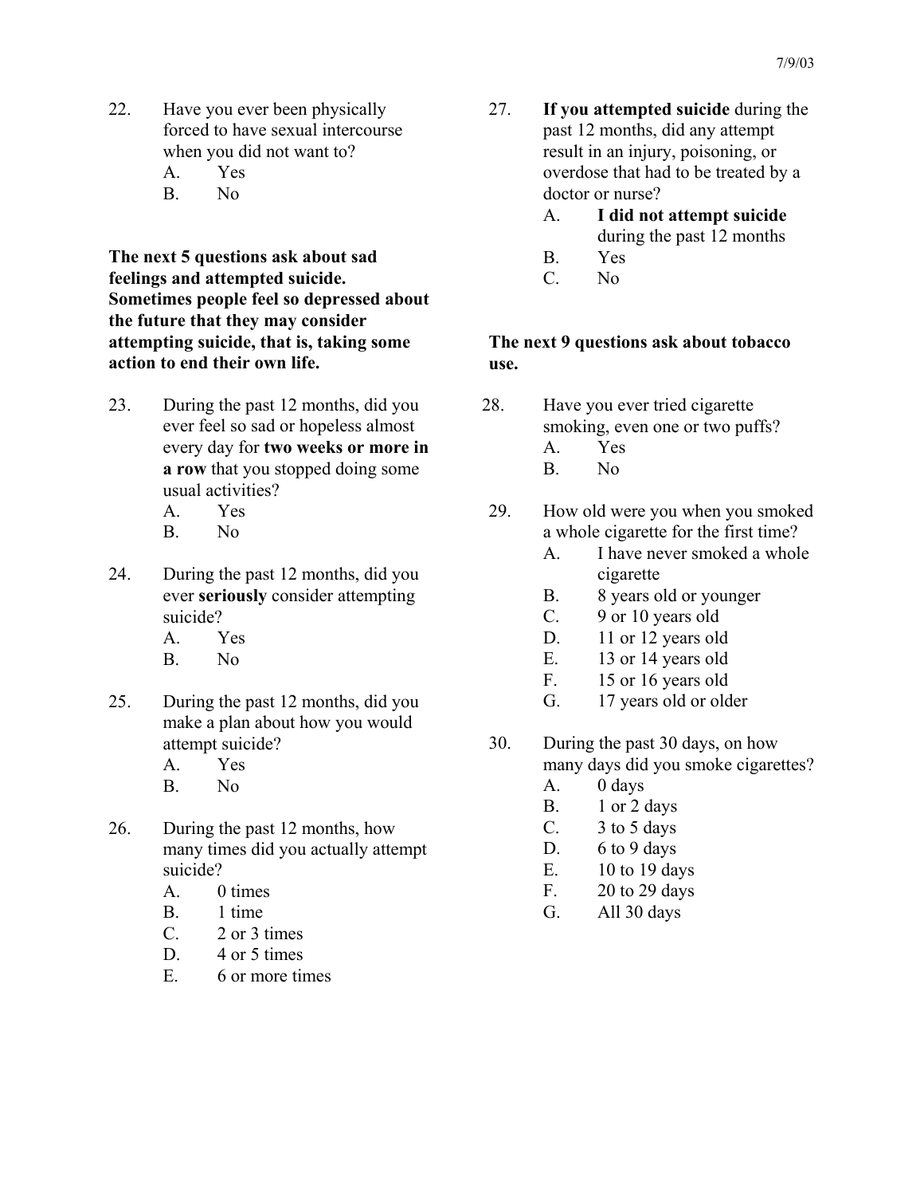22. Have you ever been physically forced to have sexual intercourse when you did not want to?
    - A. Yes
    - B. No

**The next 5 questions ask about sad feelings and attempted suicide. Sometimes people feel so depressed about the future that they may consider attempting suicide, that is, taking some action to end their own life.**

23. During the past 12 months, did you ever feel so sad or hopeless almost every day for **two weeks or more in a row** that you stopped doing some usual activities?
    - A. Yes
    - B. No

24. During the past 12 months, did you ever **seriously** consider attempting suicide?
    - A. Yes
    - B. No

25. During the past 12 months, did you make a plan about how you would attempt suicide?
    - A. Yes
    - B. No

26. During the past 12 months, how many times did you actually attempt suicide?
    - A. 0 times
    - B. 1 time
    - C. 2 or 3 times
    - D. 4 or 5 times
    - E. 6 or more times

27. **If you attempted suicide** during the past 12 months, did any attempt result in an injury, poisoning, or overdose that had to be treated by a doctor or nurse?
    - A. **I did not attempt suicide** during the past 12 months
    - B. Yes
    - C. No

**The next 9 questions ask about tobacco use.**

28. Have you ever tried cigarette smoking, even one or two puffs?
    - A. Yes
    - B. No

29. How old were you when you smoked a whole cigarette for the first time?
    - A. I have never smoked a whole cigarette
    - B. 8 years old or younger
    - C. 9 or 10 years old
    - D. 11 or 12 years old
    - E. 13 or 14 years old
    - F. 15 or 16 years old
    - G. 17 years old or older

30. During the past 30 days, on how many days did you smoke cigarettes?
    - A. 0 days
    - B. 1 or 2 days
    - C. 3 to 5 days
    - D. 6 to 9 days
    - E. 10 to 19 days
    - F. 20 to 29 days
    - G. All 30 days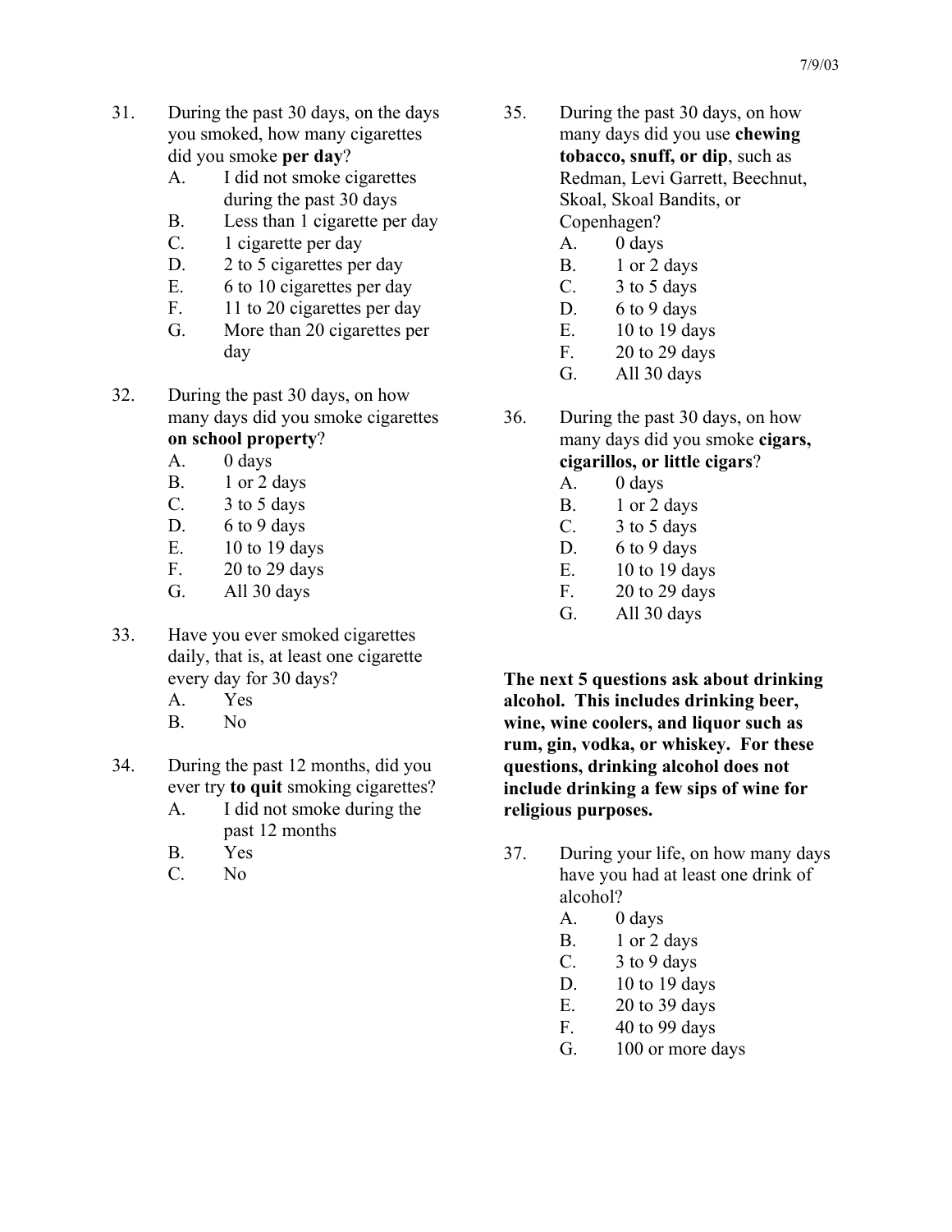31. During the past 30 days, on the days you smoked, how many cigarettes did you smoke **per day**?
    - A. I did not smoke cigarettes during the past 30 days
    - B. Less than 1 cigarette per day
    - C. 1 cigarette per day
    - D. 2 to 5 cigarettes per day
    - E. 6 to 10 cigarettes per day
    - F. 11 to 20 cigarettes per day
    - G. More than 20 cigarettes per day

32. During the past 30 days, on how many days did you smoke cigarettes **on school property**?
    - A. 0 days
    - B. 1 or 2 days
    - C. 3 to 5 days
    - D. 6 to 9 days
    - E. 10 to 19 days
    - F. 20 to 29 days
    - G. All 30 days

33. Have you ever smoked cigarettes daily, that is, at least one cigarette every day for 30 days?
    - A. Yes
    - B. No

34. During the past 12 months, did you ever try **to quit** smoking cigarettes?
    - A. I did not smoke during the past 12 months
    - B. Yes
    - C. No

35. During the past 30 days, on how many days did you use **chewing tobacco, snuff, or dip**, such as Redman, Levi Garrett, Beechnut, Skoal, Skoal Bandits, or Copenhagen?
    - A. 0 days
    - B. 1 or 2 days
    - C. 3 to 5 days
    - D. 6 to 9 days
    - E. 10 to 19 days
    - F. 20 to 29 days
    - G. All 30 days

36. During the past 30 days, on how many days did you smoke **cigars, cigarillos, or little cigars**?
    - A. 0 days
    - B. 1 or 2 days
    - C. 3 to 5 days
    - D. 6 to 9 days
    - E. 10 to 19 days
    - F. 20 to 29 days
    - G. All 30 days

**The next 5 questions ask about drinking alcohol. This includes drinking beer, wine, wine coolers, and liquor such as rum, gin, vodka, or whiskey. For these questions, drinking alcohol does not include drinking a few sips of wine for religious purposes.**

37. During your life, on how many days have you had at least one drink of alcohol?
    - A. 0 days
    - B. 1 or 2 days
    - C. 3 to 9 days
    - D. 10 to 19 days
    - E. 20 to 39 days
    - F. 40 to 99 days
    - G. 100 or more days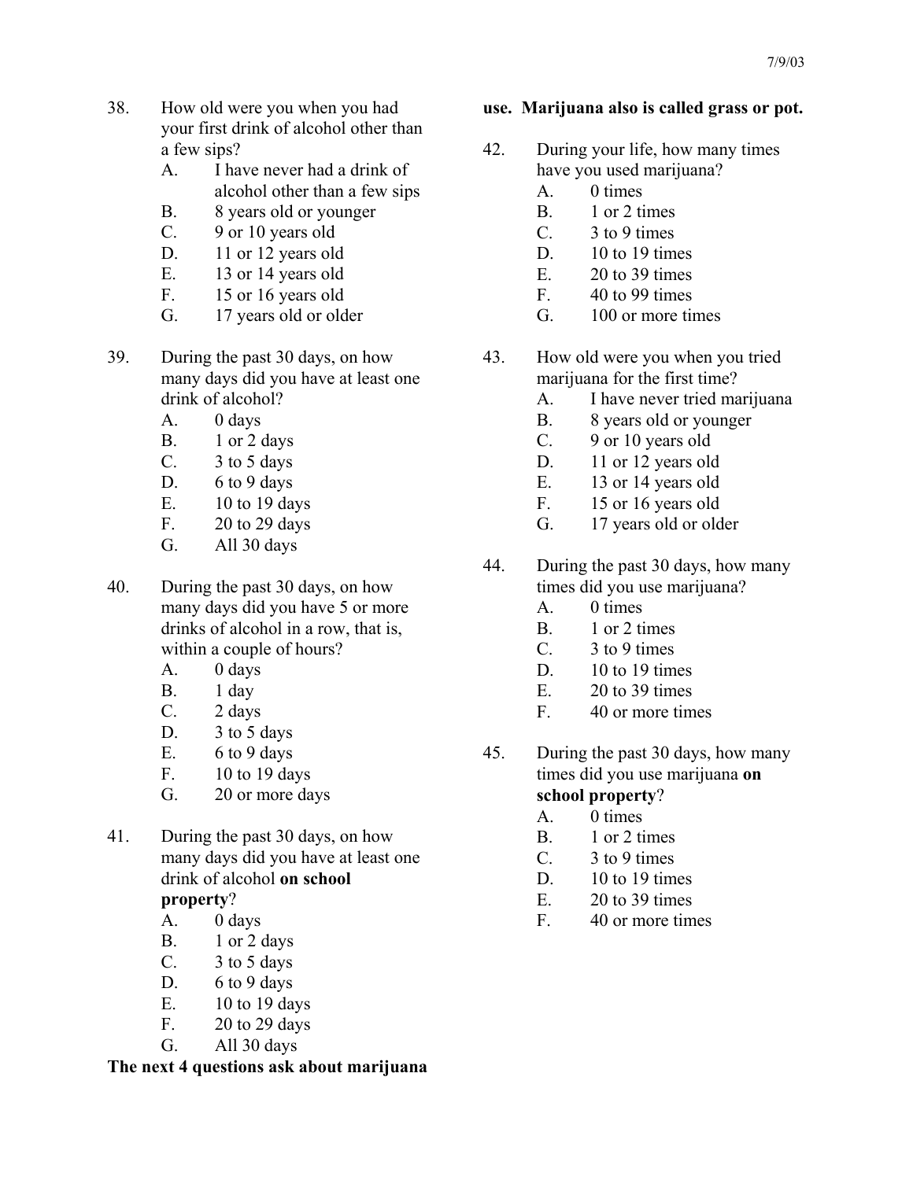38. How old were you when you had your first drink of alcohol other than a few sips?
    - A. I have never had a drink of alcohol other than a few sips
    - B. 8 years old or younger
    - C. 9 or 10 years old
    - D. 11 or 12 years old
    - E. 13 or 14 years old
    - F. 15 or 16 years old
    - G. 17 years old or older

39. During the past 30 days, on how many days did you have at least one drink of alcohol?
    - A. 0 days
    - B. 1 or 2 days
    - C. 3 to 5 days
    - D. 6 to 9 days
    - E. 10 to 19 days
    - F. 20 to 29 days
    - G. All 30 days

40. During the past 30 days, on how many days did you have 5 or more drinks of alcohol in a row, that is, within a couple of hours?
    - A. 0 days
    - B. 1 day
    - C. 2 days
    - D. 3 to 5 days
    - E. 6 to 9 days
    - F. 10 to 19 days
    - G. 20 or more days

41. During the past 30 days, on how many days did you have at least one drink of alcohol **on school property**?
    - A. 0 days
    - B. 1 or 2 days
    - C. 3 to 5 days
    - D. 6 to 9 days
    - E. 10 to 19 days
    - F. 20 to 29 days
    - G. All 30 days

**The next 4 questions ask about marijuana use. Marijuana also is called grass or pot.**

42. During your life, how many times have you used marijuana?
    - A. 0 times
    - B. 1 or 2 times
    - C. 3 to 9 times
    - D. 10 to 19 times
    - E. 20 to 39 times
    - F. 40 to 99 times
    - G. 100 or more times

43. How old were you when you tried marijuana for the first time?
    - A. I have never tried marijuana
    - B. 8 years old or younger
    - C. 9 or 10 years old
    - D. 11 or 12 years old
    - E. 13 or 14 years old
    - F. 15 or 16 years old
    - G. 17 years old or older

44. During the past 30 days, how many times did you use marijuana?
    - A. 0 times
    - B. 1 or 2 times
    - C. 3 to 9 times
    - D. 10 to 19 times
    - E. 20 to 39 times
    - F. 40 or more times

45. During the past 30 days, how many times did you use marijuana **on school property**?
    - A. 0 times
    - B. 1 or 2 times
    - C. 3 to 9 times
    - D. 10 to 19 times
    - E. 20 to 39 times
    - F. 40 or more times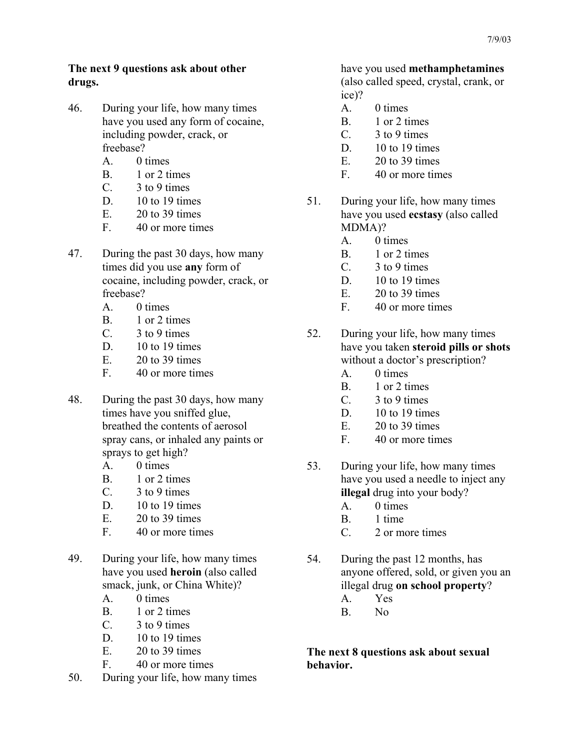**The next 9 questions ask about other drugs.**

46. During your life, how many times have you used any form of cocaine, including powder, crack, or freebase?
    - A. 0 times
    - B. 1 or 2 times
    - C. 3 to 9 times
    - D. 10 to 19 times
    - E. 20 to 39 times
    - F. 40 or more times

47. During the past 30 days, how many times did you use **any** form of cocaine, including powder, crack, or freebase?
    - A. 0 times
    - B. 1 or 2 times
    - C. 3 to 9 times
    - D. 10 to 19 times
    - E. 20 to 39 times
    - F. 40 or more times

48. During the past 30 days, how many times have you sniffed glue, breathed the contents of aerosol spray cans, or inhaled any paints or sprays to get high?
    - A. 0 times
    - B. 1 or 2 times
    - C. 3 to 9 times
    - D. 10 to 19 times
    - E. 20 to 39 times
    - F. 40 or more times

49. During your life, how many times have you used **heroin** (also called smack, junk, or China White)?
    - A. 0 times
    - B. 1 or 2 times
    - C. 3 to 9 times
    - D. 10 to 19 times
    - E. 20 to 39 times
    - F. 40 or more times

50. During your life, how many times have you used **methamphetamines** (also called speed, crystal, crank, or ice)?
    - A. 0 times
    - B. 1 or 2 times
    - C. 3 to 9 times
    - D. 10 to 19 times
    - E. 20 to 39 times
    - F. 40 or more times

51. During your life, how many times have you used **ecstasy** (also called MDMA)?
    - A. 0 times
    - B. 1 or 2 times
    - C. 3 to 9 times
    - D. 10 to 19 times
    - E. 20 to 39 times
    - F. 40 or more times

52. During your life, how many times have you taken **steroid pills or shots** without a doctor's prescription?
    - A. 0 times
    - B. 1 or 2 times
    - C. 3 to 9 times
    - D. 10 to 19 times
    - E. 20 to 39 times
    - F. 40 or more times

53. During your life, how many times have you used a needle to inject any **illegal** drug into your body?
    - A. 0 times
    - B. 1 time
    - C. 2 or more times

54. During the past 12 months, has anyone offered, sold, or given you an illegal drug **on school property**?
    - A. Yes
    - B. No

**The next 8 questions ask about sexual behavior.**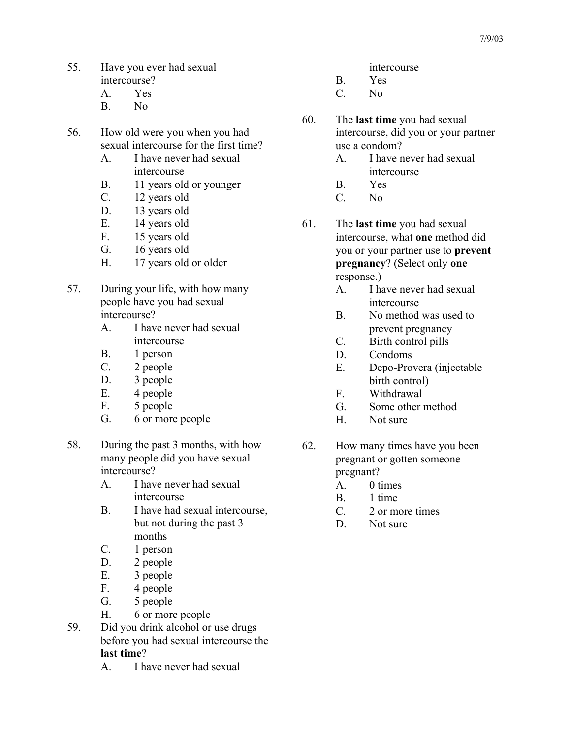55. Have you ever had sexual intercourse?
    - A. Yes
    - B. No

56. How old were you when you had sexual intercourse for the first time?
    - A. I have never had sexual intercourse
    - B. 11 years old or younger
    - C. 12 years old
    - D. 13 years old
    - E. 14 years old
    - F. 15 years old
    - G. 16 years old
    - H. 17 years old or older

57. During your life, with how many people have you had sexual intercourse?
    - A. I have never had sexual intercourse
    - B. 1 person
    - C. 2 people
    - D. 3 people
    - E. 4 people
    - F. 5 people
    - G. 6 or more people

58. During the past 3 months, with how many people did you have sexual intercourse?
    - A. I have never had sexual intercourse
    - B. I have had sexual intercourse, but not during the past 3 months
    - C. 1 person
    - D. 2 people
    - E. 3 people
    - F. 4 people
    - G. 5 people
    - H. 6 or more people

59. Did you drink alcohol or use drugs before you had sexual intercourse the **last time**?
    - A. I have never had sexual intercourse
    - B. Yes
    - C. No

60. The **last time** you had sexual intercourse, did you or your partner use a condom?
    - A. I have never had sexual intercourse
    - B. Yes
    - C. No

61. The **last time** you had sexual intercourse, what **one** method did you or your partner use to **prevent pregnancy**? (Select only **one** response.)
    - A. I have never had sexual intercourse
    - B. No method was used to prevent pregnancy
    - C. Birth control pills
    - D. Condoms
    - E. Depo-Provera (injectable birth control)
    - F. Withdrawal
    - G. Some other method
    - H. Not sure

62. How many times have you been pregnant or gotten someone pregnant?
    - A. 0 times
    - B. 1 time
    - C. 2 or more times
    - D. Not sure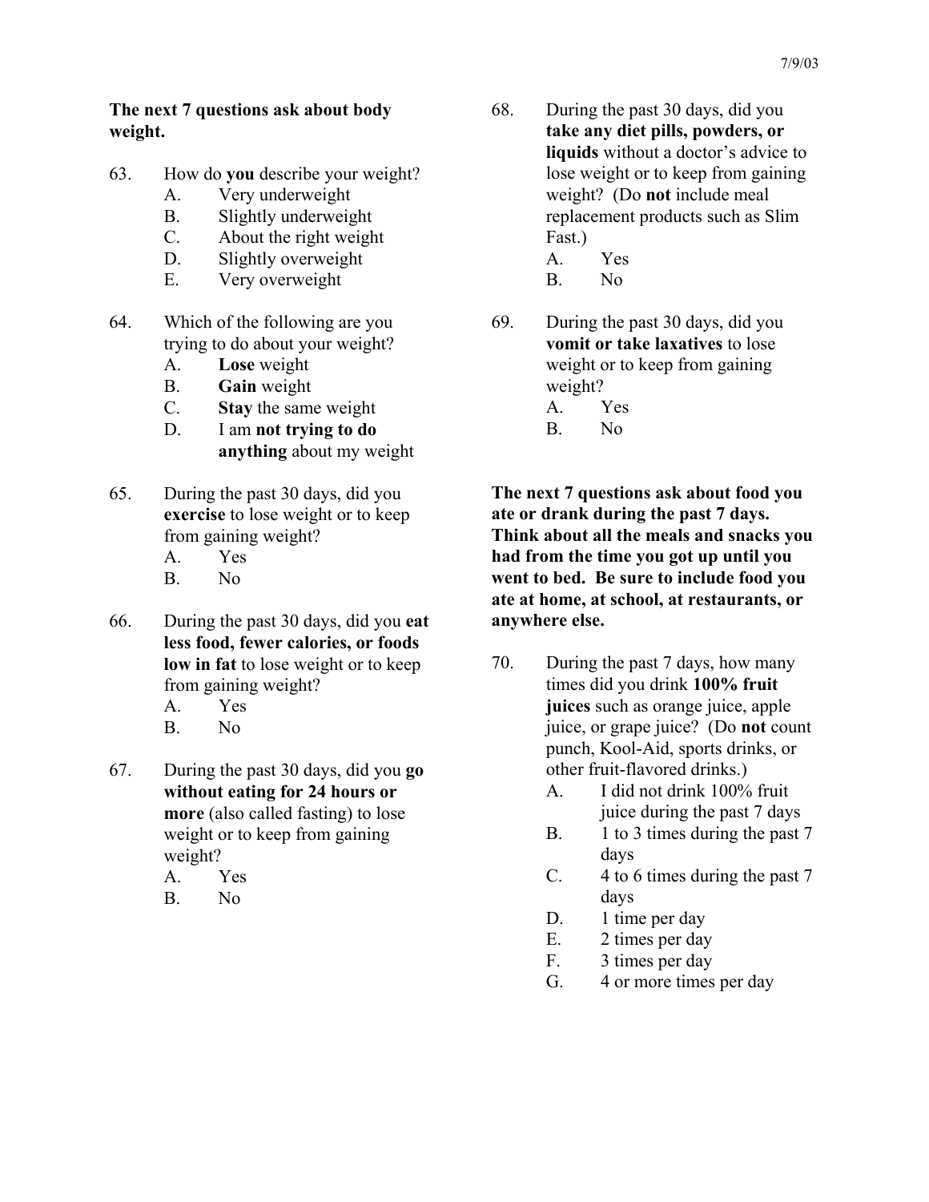**The next 7 questions ask about body weight.**

63. How do **you** describe your weight?
    - A. Very underweight
    - B. Slightly underweight
    - C. About the right weight
    - D. Slightly overweight
    - E. Very overweight

64. Which of the following are you trying to do about your weight?
    - A. **Lose** weight
    - B. **Gain** weight
    - C. **Stay** the same weight
    - D. I am **not trying to do anything** about my weight

65. During the past 30 days, did you **exercise** to lose weight or to keep from gaining weight?
    - A. Yes
    - B. No

66. During the past 30 days, did you **eat less food, fewer calories, or foods low in fat** to lose weight or to keep from gaining weight?
    - A. Yes
    - B. No

67. During the past 30 days, did you **go without eating for 24 hours or more** (also called fasting) to lose weight or to keep from gaining weight?
    - A. Yes
    - B. No

68. During the past 30 days, did you **take any diet pills, powders, or liquids** without a doctor's advice to lose weight or to keep from gaining weight? (Do **not** include meal replacement products such as Slim Fast.)
    - A. Yes
    - B. No

69. During the past 30 days, did you **vomit or take laxatives** to lose weight or to keep from gaining weight?
    - A. Yes
    - B. No

**The next 7 questions ask about food you ate or drank during the past 7 days. Think about all the meals and snacks you had from the time you got up until you went to bed. Be sure to include food you ate at home, at school, at restaurants, or anywhere else.**

70. During the past 7 days, how many times did you drink **100% fruit juices** such as orange juice, apple juice, or grape juice? (Do **not** count punch, Kool-Aid, sports drinks, or other fruit-flavored drinks.)
    - A. I did not drink 100% fruit juice during the past 7 days
    - B. 1 to 3 times during the past 7 days
    - C. 4 to 6 times during the past 7 days
    - D. 1 time per day
    - E. 2 times per day
    - F. 3 times per day
    - G. 4 or more times per day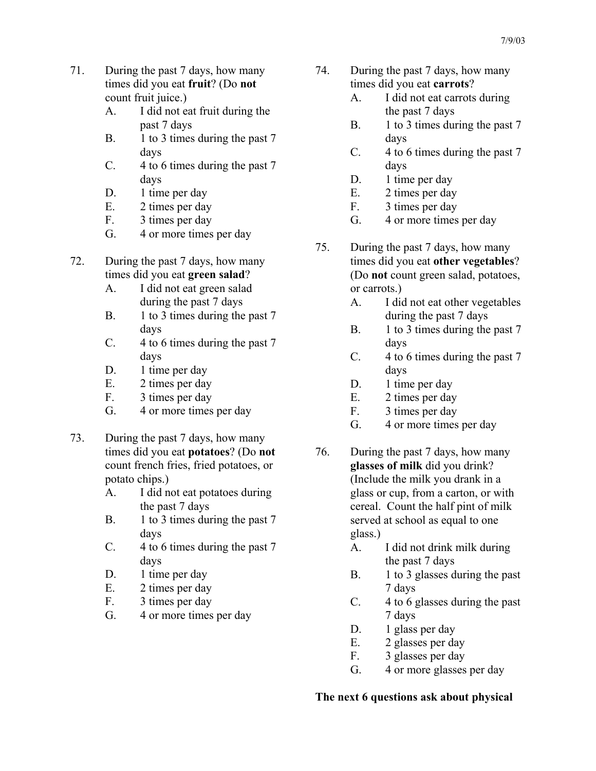71. During the past 7 days, how many times did you eat **fruit**? (Do **not** count fruit juice.)
    A. I did not eat fruit during the past 7 days
    B. 1 to 3 times during the past 7 days
    C. 4 to 6 times during the past 7 days
    D. 1 time per day
    E. 2 times per day
    F. 3 times per day
    G. 4 or more times per day

72. During the past 7 days, how many times did you eat **green salad**?
    A. I did not eat green salad during the past 7 days
    B. 1 to 3 times during the past 7 days
    C. 4 to 6 times during the past 7 days
    D. 1 time per day
    E. 2 times per day
    F. 3 times per day
    G. 4 or more times per day

73. During the past 7 days, how many times did you eat **potatoes**? (Do **not** count french fries, fried potatoes, or potato chips.)
    A. I did not eat potatoes during the past 7 days
    B. 1 to 3 times during the past 7 days
    C. 4 to 6 times during the past 7 days
    D. 1 time per day
    E. 2 times per day
    F. 3 times per day
    G. 4 or more times per day

74. During the past 7 days, how many times did you eat **carrots**?
    A. I did not eat carrots during the past 7 days
    B. 1 to 3 times during the past 7 days
    C. 4 to 6 times during the past 7 days
    D. 1 time per day
    E. 2 times per day
    F. 3 times per day
    G. 4 or more times per day

75. During the past 7 days, how many times did you eat **other vegetables**? (Do **not** count green salad, potatoes, or carrots.)
    A. I did not eat other vegetables during the past 7 days
    B. 1 to 3 times during the past 7 days
    C. 4 to 6 times during the past 7 days
    D. 1 time per day
    E. 2 times per day
    F. 3 times per day
    G. 4 or more times per day

76. During the past 7 days, how many **glasses of milk** did you drink? (Include the milk you drank in a glass or cup, from a carton, or with cereal. Count the half pint of milk served at school as equal to one glass.)
    A. I did not drink milk during the past 7 days
    B. 1 to 3 glasses during the past 7 days
    C. 4 to 6 glasses during the past 7 days
    D. 1 glass per day
    E. 2 glasses per day
    F. 3 glasses per day
    G. 4 or more glasses per day

**The next 6 questions ask about physical**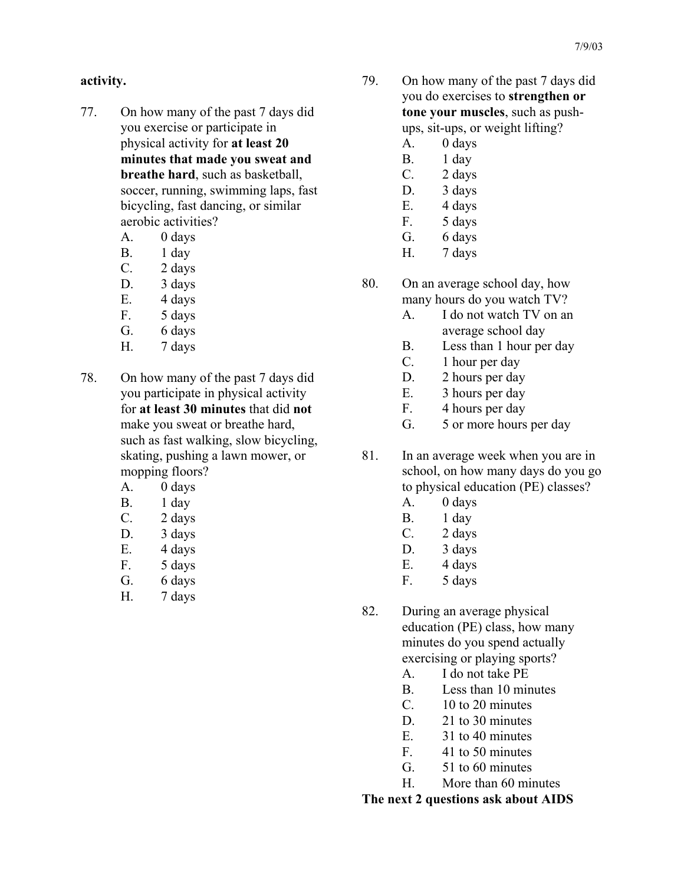**activity.**

77. On how many of the past 7 days did you exercise or participate in physical activity for **at least 20 minutes that made you sweat and breathe hard**, such as basketball, soccer, running, swimming laps, fast bicycling, fast dancing, or similar aerobic activities?
    - A. 0 days
    - B. 1 day
    - C. 2 days
    - D. 3 days
    - E. 4 days
    - F. 5 days
    - G. 6 days
    - H. 7 days

78. On how many of the past 7 days did you participate in physical activity for **at least 30 minutes** that did **not** make you sweat or breathe hard, such as fast walking, slow bicycling, skating, pushing a lawn mower, or mopping floors?
    - A. 0 days
    - B. 1 day
    - C. 2 days
    - D. 3 days
    - E. 4 days
    - F. 5 days
    - G. 6 days
    - H. 7 days

79. On how many of the past 7 days did you do exercises to **strengthen or tone your muscles**, such as push-ups, sit-ups, or weight lifting?
    - A. 0 days
    - B. 1 day
    - C. 2 days
    - D. 3 days
    - E. 4 days
    - F. 5 days
    - G. 6 days
    - H. 7 days

80. On an average school day, how many hours do you watch TV?
    - A. I do not watch TV on an average school day
    - B. Less than 1 hour per day
    - C. 1 hour per day
    - D. 2 hours per day
    - E. 3 hours per day
    - F. 4 hours per day
    - G. 5 or more hours per day

81. In an average week when you are in school, on how many days do you go to physical education (PE) classes?
    - A. 0 days
    - B. 1 day
    - C. 2 days
    - D. 3 days
    - E. 4 days
    - F. 5 days

82. During an average physical education (PE) class, how many minutes do you spend actually exercising or playing sports?
    - A. I do not take PE
    - B. Less than 10 minutes
    - C. 10 to 20 minutes
    - D. 21 to 30 minutes
    - E. 31 to 40 minutes
    - F. 41 to 50 minutes
    - G. 51 to 60 minutes
    - H. More than 60 minutes

**The next 2 questions ask about AIDS**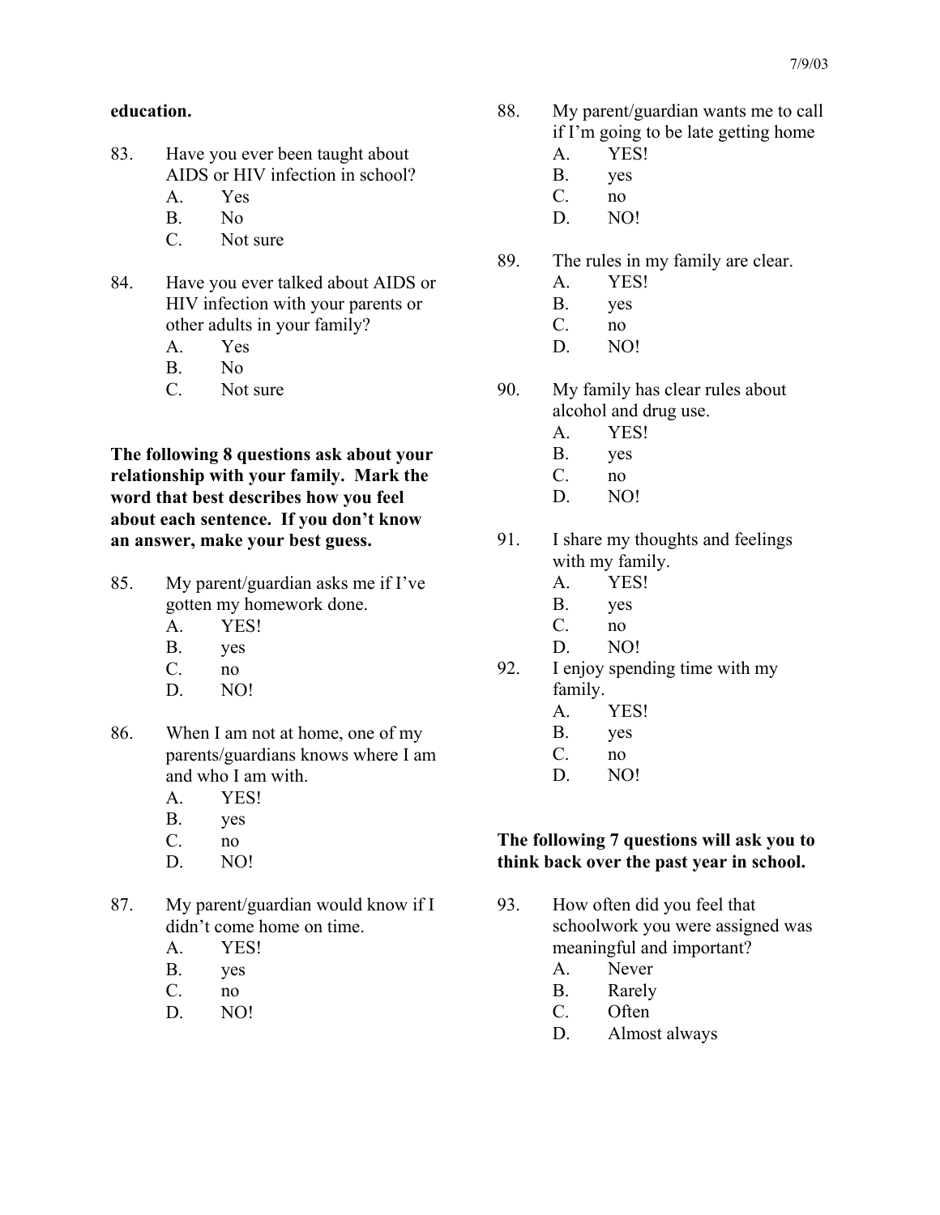**education.**

83. Have you ever been taught about AIDS or HIV infection in school?
    - A. Yes
    - B. No
    - C. Not sure

84. Have you ever talked about AIDS or HIV infection with your parents or other adults in your family?
    - A. Yes
    - B. No
    - C. Not sure

**The following 8 questions ask about your relationship with your family. Mark the word that best describes how you feel about each sentence. If you don't know an answer, make your best guess.**

85. My parent/guardian asks me if I've gotten my homework done.
    - A. YES!
    - B. yes
    - C. no
    - D. NO!

86. When I am not at home, one of my parents/guardians knows where I am and who I am with.
    - A. YES!
    - B. yes
    - C. no
    - D. NO!

87. My parent/guardian would know if I didn't come home on time.
    - A. YES!
    - B. yes
    - C. no
    - D. NO!

88. My parent/guardian wants me to call if I'm going to be late getting home
    - A. YES!
    - B. yes
    - C. no
    - D. NO!

89. The rules in my family are clear.
    - A. YES!
    - B. yes
    - C. no
    - D. NO!

90. My family has clear rules about alcohol and drug use.
    - A. YES!
    - B. yes
    - C. no
    - D. NO!

91. I share my thoughts and feelings with my family.
    - A. YES!
    - B. yes
    - C. no
    - D. NO!

92. I enjoy spending time with my family.
    - A. YES!
    - B. yes
    - C. no
    - D. NO!

**The following 7 questions will ask you to think back over the past year in school.**

93. How often did you feel that schoolwork you were assigned was meaningful and important?
    - A. Never
    - B. Rarely
    - C. Often
    - D. Almost always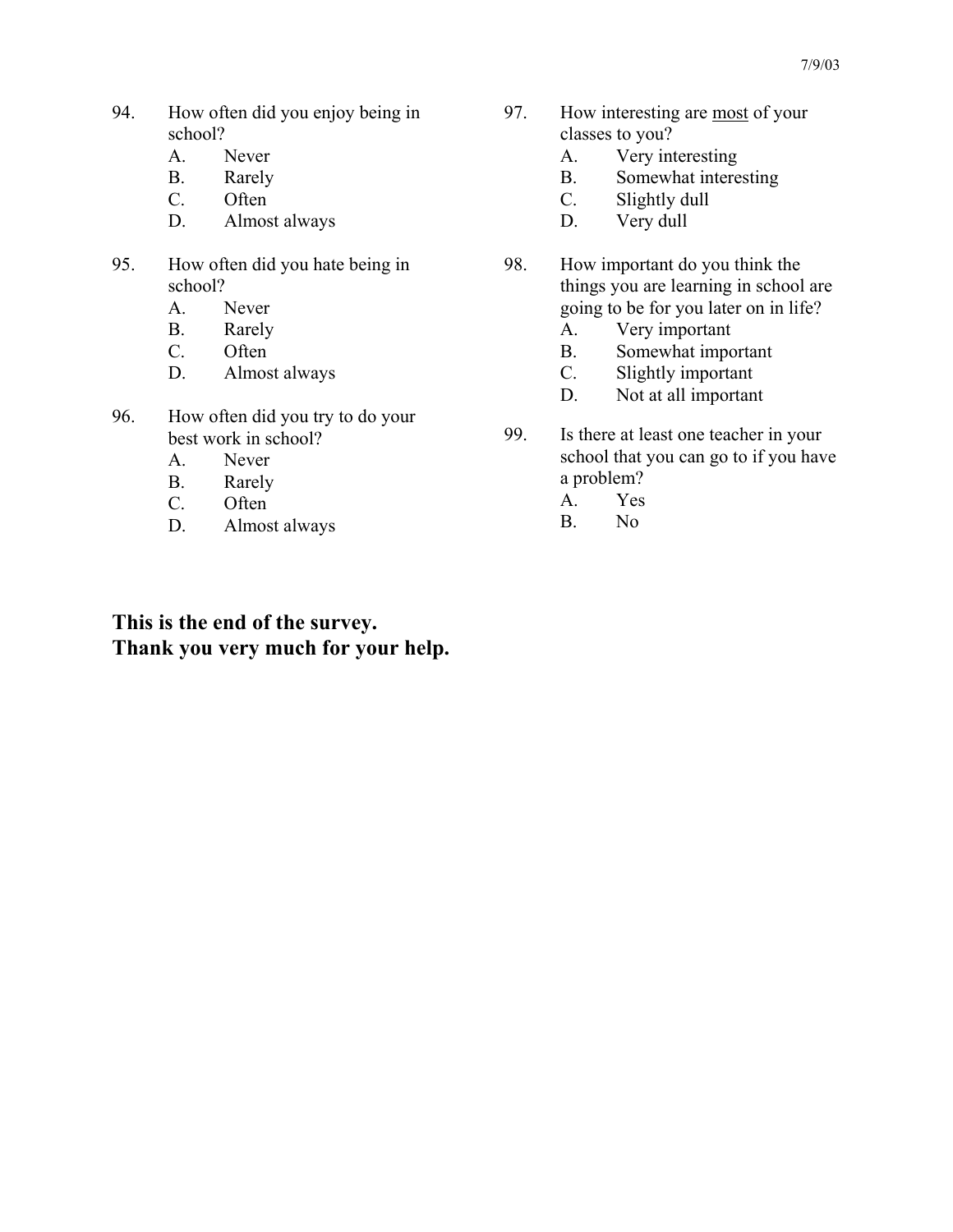94. How often did you enjoy being in school?
    - A. Never
    - B. Rarely
    - C. Often
    - D. Almost always

95. How often did you hate being in school?
    - A. Never
    - B. Rarely
    - C. Often
    - D. Almost always

96. How often did you try to do your best work in school?
    - A. Never
    - B. Rarely
    - C. Often
    - D. Almost always

97. How interesting are <u>most</u> of your classes to you?
    - A. Very interesting
    - B. Somewhat interesting
    - C. Slightly dull
    - D. Very dull

98. How important do you think the things you are learning in school are going to be for you later on in life?
    - A. Very important
    - B. Somewhat important
    - C. Slightly important
    - D. Not at all important

99. Is there at least one teacher in your school that you can go to if you have a problem?
    - A. Yes
    - B. No

**This is the end of the survey.**
**Thank you very much for your help.**